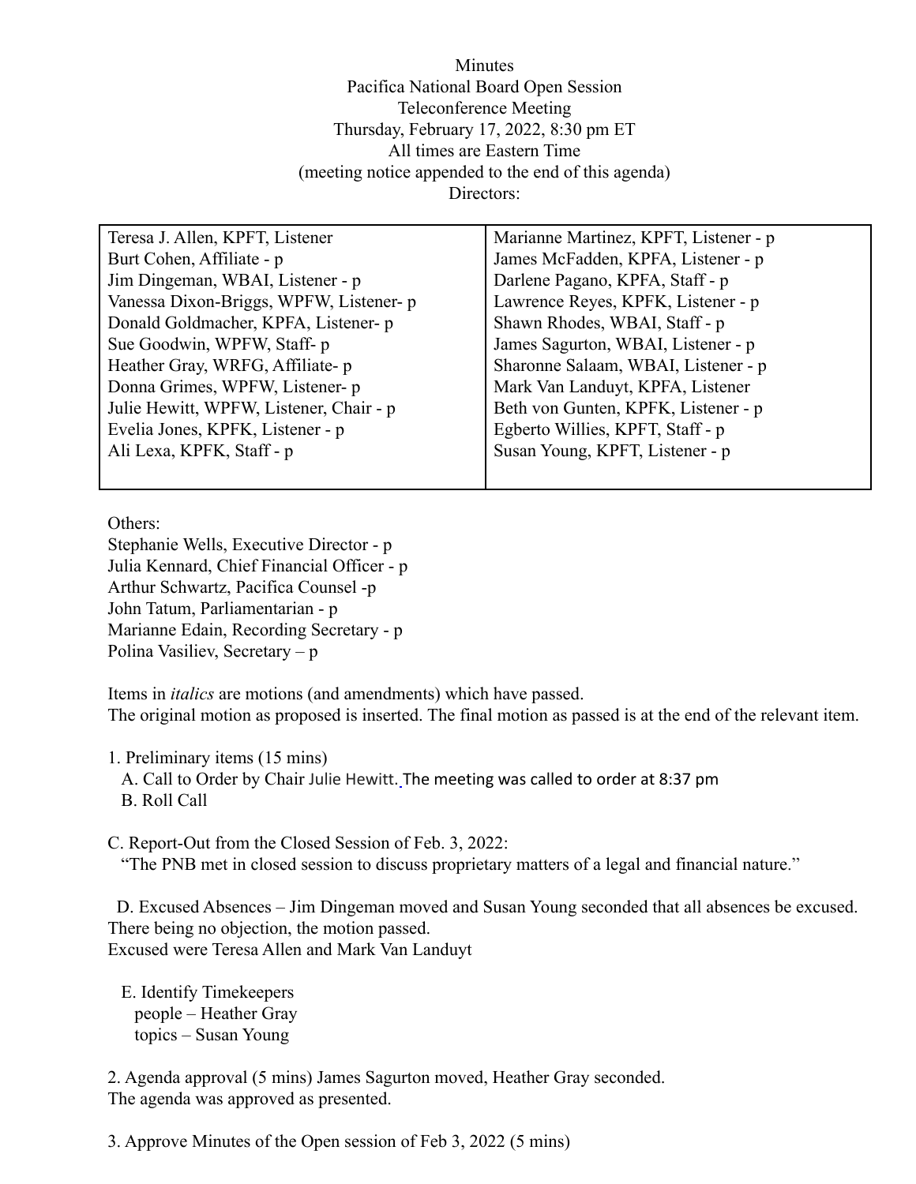Minutes
Pacifica National Board Open Session
Teleconference Meeting
Thursday, February 17, 2022, 8:30 pm ET
All times are Eastern Time
(meeting notice appended to the end of this agenda)
Directors:

| | |
|---|---|
| Teresa J. Allen, KPFT, Listener | Marianne Martinez, KPFT, Listener - p |
| Burt Cohen, Affiliate - p | James McFadden, KPFA, Listener - p |
| Jim Dingeman, WBAI, Listener - p | Darlene Pagano, KPFA, Staff - p |
| Vanessa Dixon-Briggs, WPFW, Listener- p | Lawrence Reyes, KPFK, Listener - p |
| Donald Goldmacher, KPFA, Listener- p | Shawn Rhodes, WBAI, Staff - p |
| Sue Goodwin, WPFW, Staff- p | James Sagurton, WBAI, Listener - p |
| Heather Gray, WRFG, Affiliate- p | Sharonne Salaam, WBAI, Listener - p |
| Donna Grimes, WPFW, Listener- p | Mark Van Landuyt, KPFA, Listener |
| Julie Hewitt, WPFW, Listener, Chair - p | Beth von Gunten, KPFK, Listener - p |
| Evelia Jones, KPFK, Listener - p | Egberto Willies, KPFT, Staff - p |
| Ali Lexa, KPFK, Staff - p | Susan Young, KPFT, Listener - p |

Others:
Stephanie Wells, Executive Director - p
Julia Kennard, Chief Financial Officer - p
Arthur Schwartz, Pacifica Counsel -p
John Tatum, Parliamentarian - p
Marianne Edain, Recording Secretary - p
Polina Vasiliev, Secretary – p

Items in *italics* are motions (and amendments) which have passed.
The original motion as proposed is inserted. The final motion as passed is at the end of the relevant item.

1. Preliminary items (15 mins)
   A. Call to Order by Chair Julie Hewitt. The meeting was called to order at 8:37 pm
   B. Roll Call

C. Report-Out from the Closed Session of Feb. 3, 2022:
   "The PNB met in closed session to discuss proprietary matters of a legal and financial nature."

D. Excused Absences – Jim Dingeman moved and Susan Young seconded that all absences be excused. There being no objection, the motion passed.
Excused were Teresa Allen and Mark Van Landuyt

E. Identify Timekeepers
   people – Heather Gray
   topics – Susan Young

2. Agenda approval (5 mins) James Sagurton moved, Heather Gray seconded.
The agenda was approved as presented.

3. Approve Minutes of the Open session of Feb 3, 2022 (5 mins)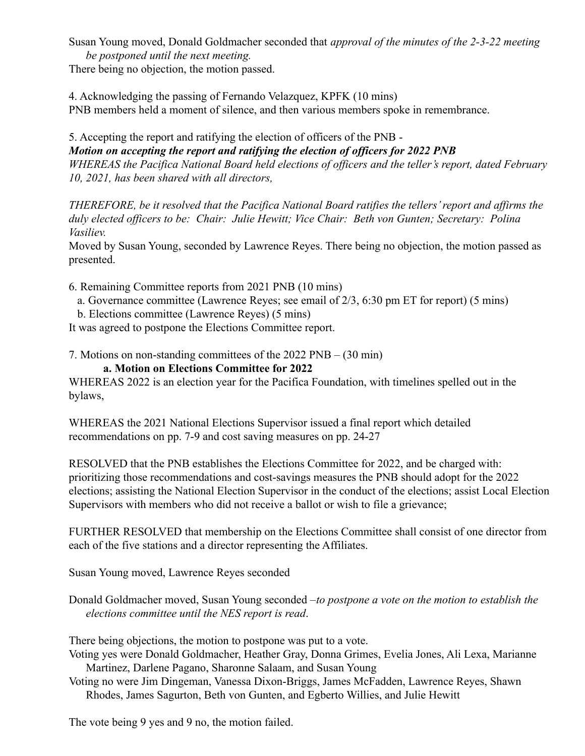Susan Young moved, Donald Goldmacher seconded that *approval of the minutes of the 2-3-22 meeting be postponed until the next meeting.*

There being no objection, the motion passed.

4. Acknowledging the passing of Fernando Velazquez, KPFK (10 mins)

PNB members held a moment of silence, and then various members spoke in remembrance.

5. Accepting the report and ratifying the election of officers of the PNB -

***Motion on accepting the report and ratifying the election of officers for 2022 PNB***

*WHEREAS the Pacifica National Board held elections of officers and the teller's report, dated February 10, 2021, has been shared with all directors,*

*THEREFORE, be it resolved that the Pacifica National Board ratifies the tellers' report and affirms the duly elected officers to be: Chair: Julie Hewitt; Vice Chair: Beth von Gunten; Secretary: Polina Vasiliev.*

Moved by Susan Young, seconded by Lawrence Reyes. There being no objection, the motion passed as presented.

6. Remaining Committee reports from 2021 PNB (10 mins)

a. Governance committee (Lawrence Reyes; see email of 2/3, 6:30 pm ET for report) (5 mins)

b. Elections committee (Lawrence Reyes) (5 mins)

It was agreed to postpone the Elections Committee report.

7. Motions on non-standing committees of the 2022 PNB – (30 min)

**a. Motion on Elections Committee for 2022**

WHEREAS 2022 is an election year for the Pacifica Foundation, with timelines spelled out in the bylaws,

WHEREAS the 2021 National Elections Supervisor issued a final report which detailed recommendations on pp. 7-9 and cost saving measures on pp. 24-27

RESOLVED that the PNB establishes the Elections Committee for 2022, and be charged with: prioritizing those recommendations and cost-savings measures the PNB should adopt for the 2022 elections; assisting the National Election Supervisor in the conduct of the elections; assist Local Election Supervisors with members who did not receive a ballot or wish to file a grievance;

FURTHER RESOLVED that membership on the Elections Committee shall consist of one director from each of the five stations and a director representing the Affiliates.

Susan Young moved, Lawrence Reyes seconded

Donald Goldmacher moved, Susan Young seconded –*to postpone a vote on the motion to establish the elections committee until the NES report is read*.

There being objections, the motion to postpone was put to a vote.

Voting yes were Donald Goldmacher, Heather Gray, Donna Grimes, Evelia Jones, Ali Lexa, Marianne Martinez, Darlene Pagano, Sharonne Salaam, and Susan Young

Voting no were Jim Dingeman, Vanessa Dixon-Briggs, James McFadden, Lawrence Reyes, Shawn Rhodes, James Sagurton, Beth von Gunten, and Egberto Willies, and Julie Hewitt

The vote being 9 yes and 9 no, the motion failed.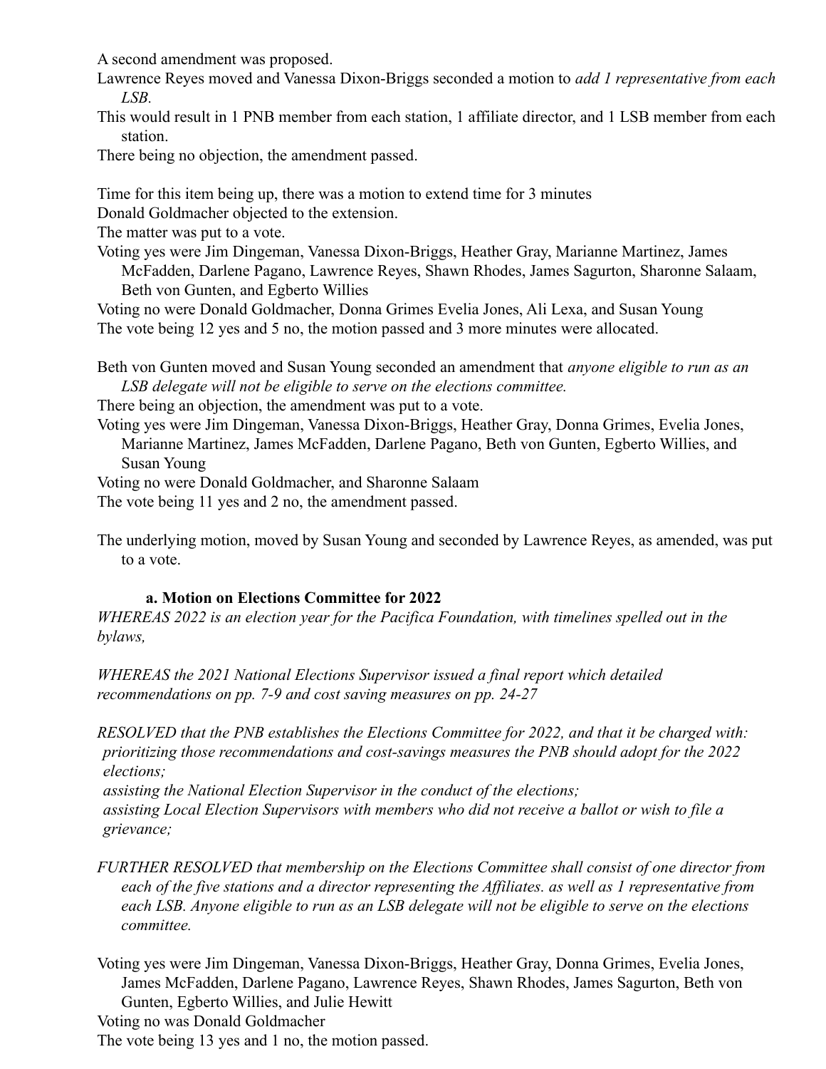A second amendment was proposed.

Lawrence Reyes moved and Vanessa Dixon-Briggs seconded a motion to *add 1 representative from each LSB.*

This would result in 1 PNB member from each station, 1 affiliate director, and 1 LSB member from each station.

There being no objection, the amendment passed.

Time for this item being up, there was a motion to extend time for 3 minutes

Donald Goldmacher objected to the extension.

The matter was put to a vote.

Voting yes were Jim Dingeman, Vanessa Dixon-Briggs, Heather Gray, Marianne Martinez, James McFadden, Darlene Pagano, Lawrence Reyes, Shawn Rhodes, James Sagurton, Sharonne Salaam, Beth von Gunten, and Egberto Willies

Voting no were Donald Goldmacher, Donna Grimes Evelia Jones, Ali Lexa, and Susan Young

The vote being 12 yes and 5 no, the motion passed and 3 more minutes were allocated.

Beth von Gunten moved and Susan Young seconded an amendment that *anyone eligible to run as an LSB delegate will not be eligible to serve on the elections committee.*

There being an objection, the amendment was put to a vote.

Voting yes were Jim Dingeman, Vanessa Dixon-Briggs, Heather Gray, Donna Grimes, Evelia Jones, Marianne Martinez, James McFadden, Darlene Pagano, Beth von Gunten, Egberto Willies, and Susan Young

Voting no were Donald Goldmacher, and Sharonne Salaam

The vote being 11 yes and 2 no, the amendment passed.

The underlying motion, moved by Susan Young and seconded by Lawrence Reyes, as amended, was put to a vote.

**a. Motion on Elections Committee for 2022**

*WHEREAS 2022 is an election year for the Pacifica Foundation, with timelines spelled out in the bylaws,*

*WHEREAS the 2021 National Elections Supervisor issued a final report which detailed recommendations on pp. 7-9 and cost saving measures on pp. 24-27*

*RESOLVED that the PNB establishes the Elections Committee for 2022, and that it be charged with:*
*prioritizing those recommendations and cost-savings measures the PNB should adopt for the 2022 elections;*
*assisting the National Election Supervisor in the conduct of the elections;*
*assisting Local Election Supervisors with members who did not receive a ballot or wish to file a grievance;*

*FURTHER RESOLVED that membership on the Elections Committee shall consist of one director from each of the five stations and a director representing the Affiliates. as well as 1 representative from each LSB. Anyone eligible to run as an LSB delegate will not be eligible to serve on the elections committee.*

Voting yes were Jim Dingeman, Vanessa Dixon-Briggs, Heather Gray, Donna Grimes, Evelia Jones, James McFadden, Darlene Pagano, Lawrence Reyes, Shawn Rhodes, James Sagurton, Beth von Gunten, Egberto Willies, and Julie Hewitt

Voting no was Donald Goldmacher

The vote being 13 yes and 1 no, the motion passed.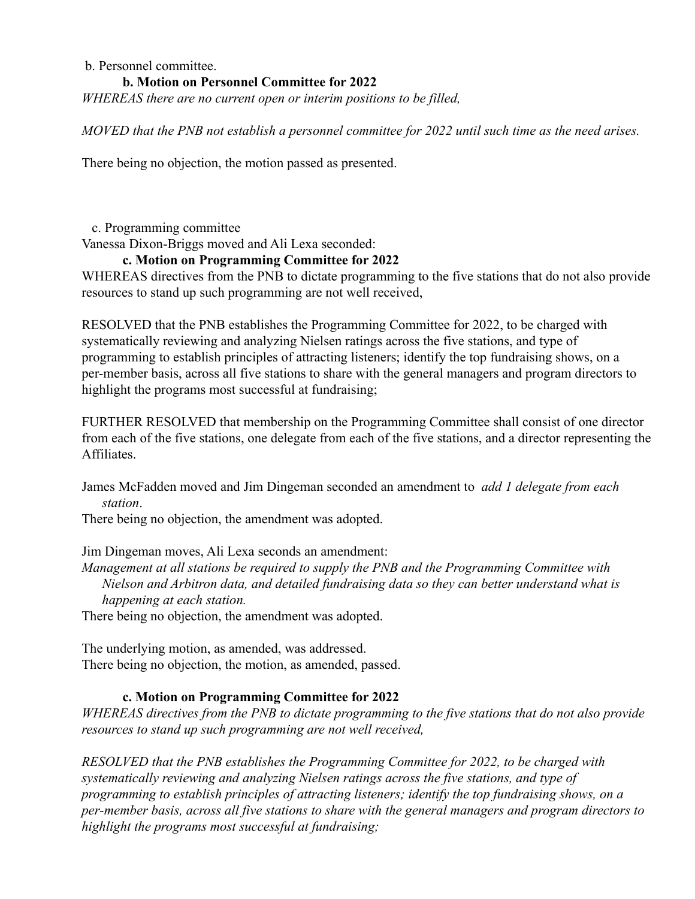b. Personnel committee.

**b. Motion on Personnel Committee for 2022**

*WHEREAS there are no current open or interim positions to be filled,*

*MOVED that the PNB not establish a personnel committee for 2022 until such time as the need arises.*

There being no objection, the motion passed as presented.

c. Programming committee

Vanessa Dixon-Briggs moved and Ali Lexa seconded:

**c. Motion on Programming Committee for 2022**

WHEREAS directives from the PNB to dictate programming to the five stations that do not also provide resources to stand up such programming are not well received,

RESOLVED that the PNB establishes the Programming Committee for 2022, to be charged with systematically reviewing and analyzing Nielsen ratings across the five stations, and type of programming to establish principles of attracting listeners; identify the top fundraising shows, on a per-member basis, across all five stations to share with the general managers and program directors to highlight the programs most successful at fundraising;

FURTHER RESOLVED that membership on the Programming Committee shall consist of one director from each of the five stations, one delegate from each of the five stations, and a director representing the Affiliates.

James McFadden moved and Jim Dingeman seconded an amendment to *add 1 delegate from each station*.

There being no objection, the amendment was adopted.

Jim Dingeman moves, Ali Lexa seconds an amendment:

*Management at all stations be required to supply the PNB and the Programming Committee with Nielson and Arbitron data, and detailed fundraising data so they can better understand what is happening at each station.*

There being no objection, the amendment was adopted.

The underlying motion, as amended, was addressed.

There being no objection, the motion, as amended, passed.

**c. Motion on Programming Committee for 2022**

*WHEREAS directives from the PNB to dictate programming to the five stations that do not also provide resources to stand up such programming are not well received,*

*RESOLVED that the PNB establishes the Programming Committee for 2022, to be charged with systematically reviewing and analyzing Nielsen ratings across the five stations, and type of programming to establish principles of attracting listeners; identify the top fundraising shows, on a per-member basis, across all five stations to share with the general managers and program directors to highlight the programs most successful at fundraising;*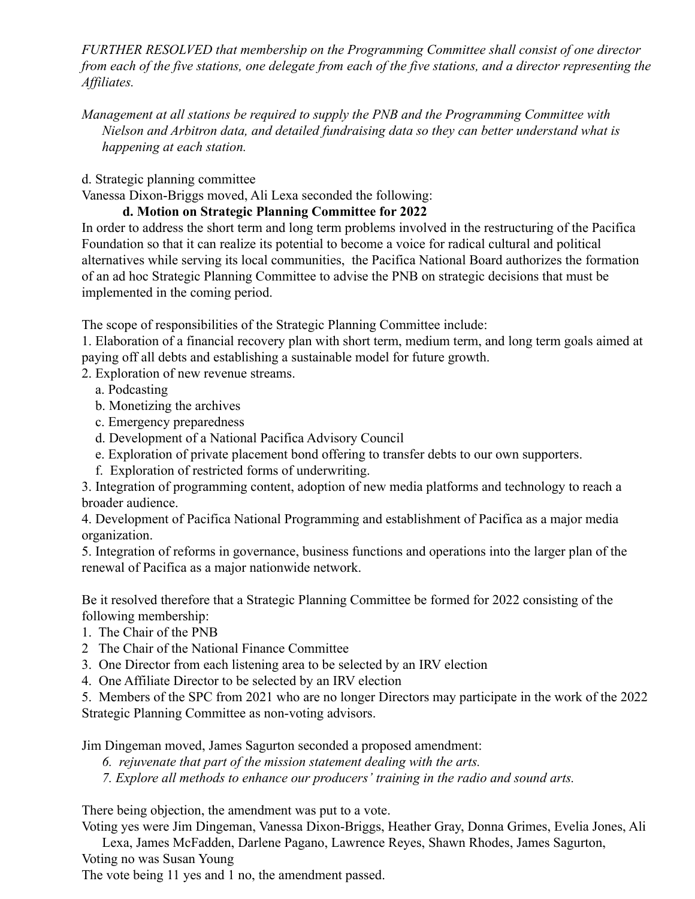*FURTHER RESOLVED that membership on the Programming Committee shall consist of one director from each of the five stations, one delegate from each of the five stations, and a director representing the Affiliates.*

*Management at all stations be required to supply the PNB and the Programming Committee with Nielson and Arbitron data, and detailed fundraising data so they can better understand what is happening at each station.*

d. Strategic planning committee

Vanessa Dixon-Briggs moved, Ali Lexa seconded the following:

**d. Motion on Strategic Planning Committee for 2022**

In order to address the short term and long term problems involved in the restructuring of the Pacifica Foundation so that it can realize its potential to become a voice for radical cultural and political alternatives while serving its local communities, the Pacifica National Board authorizes the formation of an ad hoc Strategic Planning Committee to advise the PNB on strategic decisions that must be implemented in the coming period.

The scope of responsibilities of the Strategic Planning Committee include:

1. Elaboration of a financial recovery plan with short term, medium term, and long term goals aimed at paying off all debts and establishing a sustainable model for future growth.
2. Exploration of new revenue streams.
   a. Podcasting
   b. Monetizing the archives
   c. Emergency preparedness
   d. Development of a National Pacifica Advisory Council
   e. Exploration of private placement bond offering to transfer debts to our own supporters.
   f. Exploration of restricted forms of underwriting.
3. Integration of programming content, adoption of new media platforms and technology to reach a broader audience.
4. Development of Pacifica National Programming and establishment of Pacifica as a major media organization.
5. Integration of reforms in governance, business functions and operations into the larger plan of the renewal of Pacifica as a major nationwide network.

Be it resolved therefore that a Strategic Planning Committee be formed for 2022 consisting of the following membership:

1. The Chair of the PNB
2. The Chair of the National Finance Committee
3. One Director from each listening area to be selected by an IRV election
4. One Affiliate Director to be selected by an IRV election
5. Members of the SPC from 2021 who are no longer Directors may participate in the work of the 2022 Strategic Planning Committee as non-voting advisors.

Jim Dingeman moved, James Sagurton seconded a proposed amendment:

*6. rejuvenate that part of the mission statement dealing with the arts.*
*7. Explore all methods to enhance our producers' training in the radio and sound arts.*

There being objection, the amendment was put to a vote.

Voting yes were Jim Dingeman, Vanessa Dixon-Briggs, Heather Gray, Donna Grimes, Evelia Jones, Ali Lexa, James McFadden, Darlene Pagano, Lawrence Reyes, Shawn Rhodes, James Sagurton,

Voting no was Susan Young

The vote being 11 yes and 1 no, the amendment passed.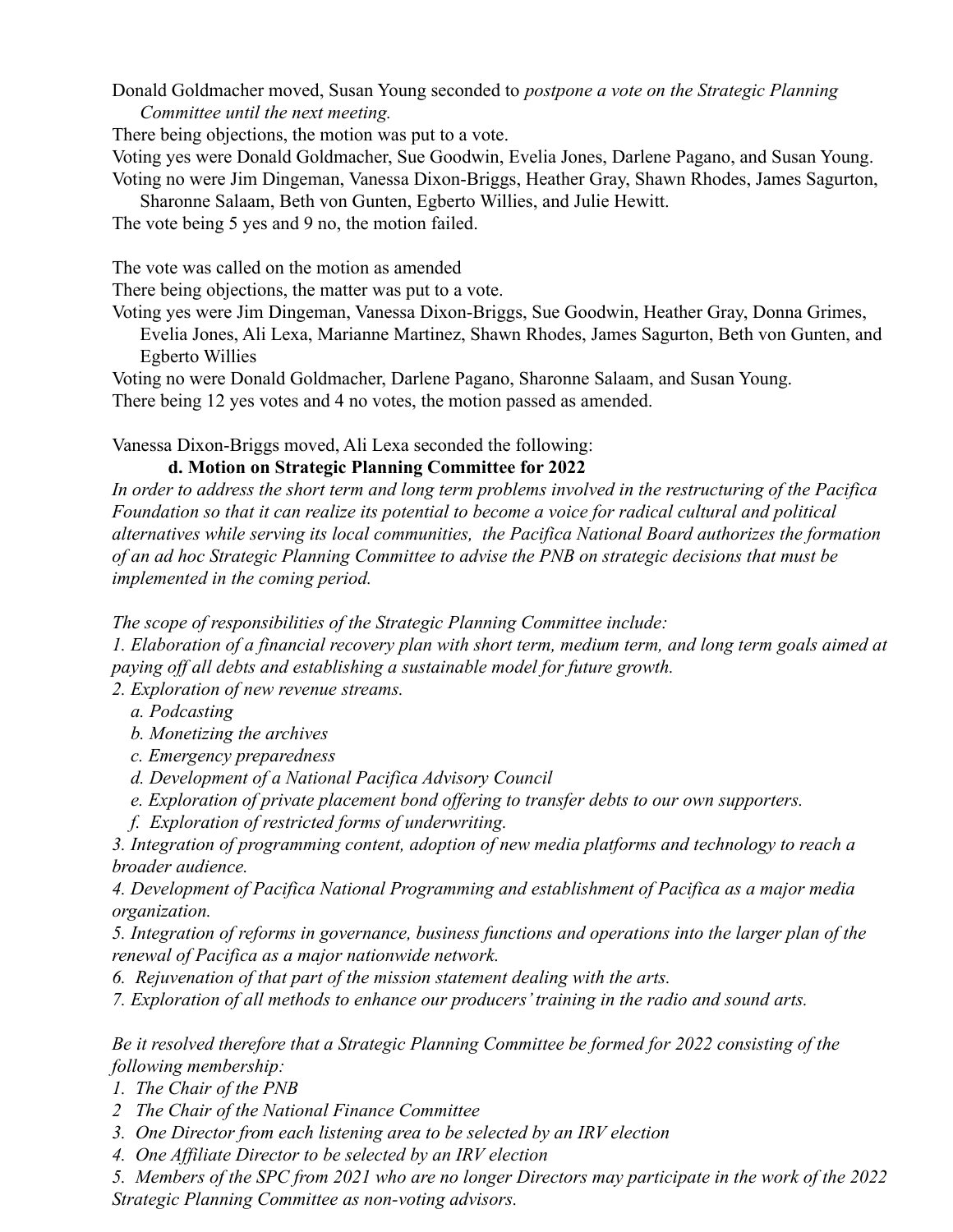Donald Goldmacher moved, Susan Young seconded to *postpone a vote on the Strategic Planning Committee until the next meeting.*

There being objections, the motion was put to a vote.

Voting yes were Donald Goldmacher, Sue Goodwin, Evelia Jones, Darlene Pagano, and Susan Young.

Voting no were Jim Dingeman, Vanessa Dixon-Briggs, Heather Gray, Shawn Rhodes, James Sagurton, Sharonne Salaam, Beth von Gunten, Egberto Willies, and Julie Hewitt.

The vote being 5 yes and 9 no, the motion failed.

The vote was called on the motion as amended

There being objections, the matter was put to a vote.

Voting yes were Jim Dingeman, Vanessa Dixon-Briggs, Sue Goodwin, Heather Gray, Donna Grimes, Evelia Jones, Ali Lexa, Marianne Martinez, Shawn Rhodes, James Sagurton, Beth von Gunten, and Egberto Willies

Voting no were Donald Goldmacher, Darlene Pagano, Sharonne Salaam, and Susan Young.

There being 12 yes votes and 4 no votes, the motion passed as amended.

Vanessa Dixon-Briggs moved, Ali Lexa seconded the following:

**d. Motion on Strategic Planning Committee for 2022**

*In order to address the short term and long term problems involved in the restructuring of the Pacifica Foundation so that it can realize its potential to become a voice for radical cultural and political alternatives while serving its local communities, the Pacifica National Board authorizes the formation of an ad hoc Strategic Planning Committee to advise the PNB on strategic decisions that must be implemented in the coming period.*

*The scope of responsibilities of the Strategic Planning Committee include:*

*1. Elaboration of a financial recovery plan with short term, medium term, and long term goals aimed at paying off all debts and establishing a sustainable model for future growth.*

*2. Exploration of new revenue streams.*

   *a. Podcasting*
   
   *b. Monetizing the archives*
   
   *c. Emergency preparedness*
   
   *d. Development of a National Pacifica Advisory Council*
   
   *e. Exploration of private placement bond offering to transfer debts to our own supporters.*
   
   *f. Exploration of restricted forms of underwriting.*

*3. Integration of programming content, adoption of new media platforms and technology to reach a broader audience.*

*4. Development of Pacifica National Programming and establishment of Pacifica as a major media organization.*

*5. Integration of reforms in governance, business functions and operations into the larger plan of the renewal of Pacifica as a major nationwide network.*

*6. Rejuvenation of that part of the mission statement dealing with the arts.*

*7. Exploration of all methods to enhance our producers' training in the radio and sound arts.*

*Be it resolved therefore that a Strategic Planning Committee be formed for 2022 consisting of the following membership:*

*1. The Chair of the PNB*

*2 The Chair of the National Finance Committee*

*3. One Director from each listening area to be selected by an IRV election*

*4. One Affiliate Director to be selected by an IRV election*

*5. Members of the SPC from 2021 who are no longer Directors may participate in the work of the 2022 Strategic Planning Committee as non-voting advisors.*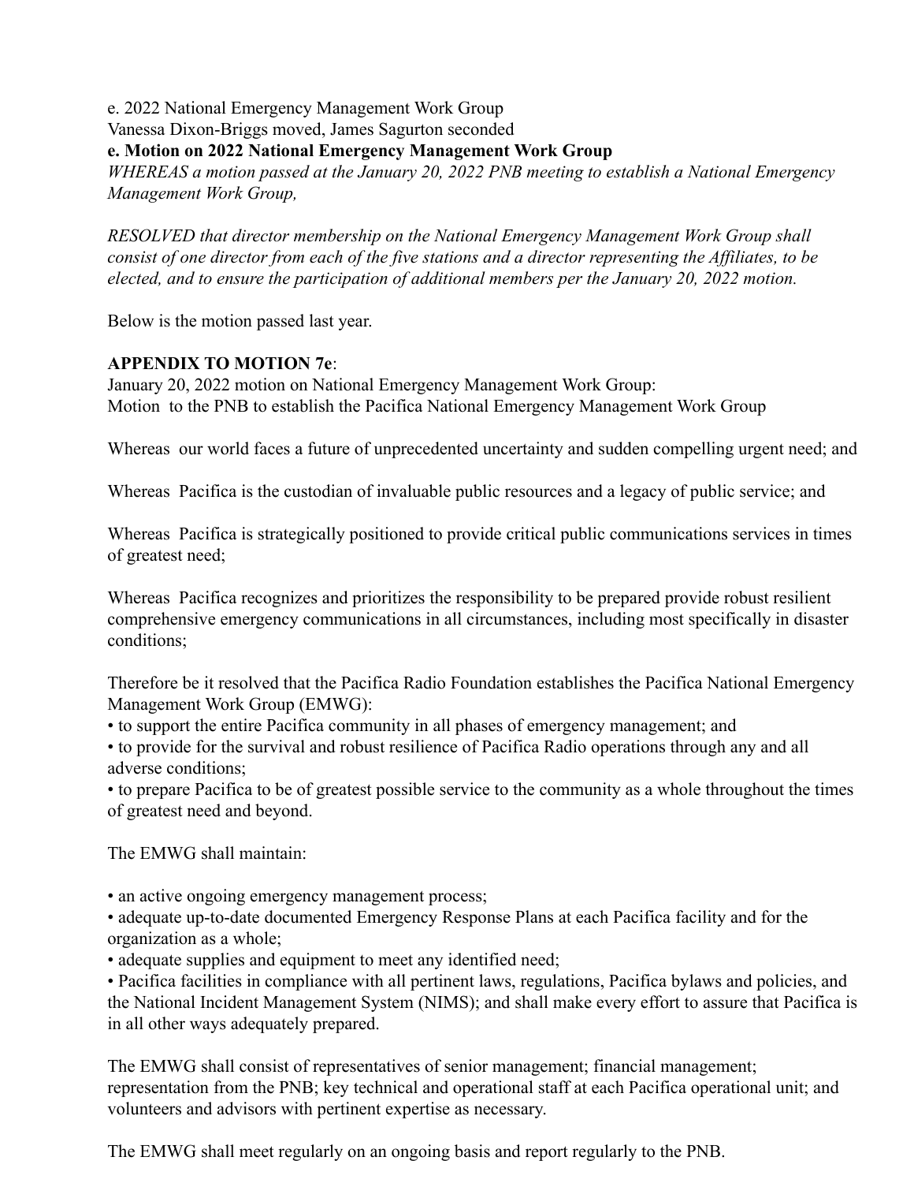e. 2022 National Emergency Management Work Group
Vanessa Dixon-Briggs moved, James Sagurton seconded

**e. Motion on 2022 National Emergency Management Work Group**

*WHEREAS a motion passed at the January 20, 2022 PNB meeting to establish a National Emergency Management Work Group,*

*RESOLVED that director membership on the National Emergency Management Work Group shall consist of one director from each of the five stations and a director representing the Affiliates, to be elected, and to ensure the participation of additional members per the January 20, 2022 motion.*

Below is the motion passed last year.

**APPENDIX TO MOTION 7e**:
January 20, 2022 motion on National Emergency Management Work Group:
Motion to the PNB to establish the Pacifica National Emergency Management Work Group

Whereas our world faces a future of unprecedented uncertainty and sudden compelling urgent need; and

Whereas Pacifica is the custodian of invaluable public resources and a legacy of public service; and

Whereas Pacifica is strategically positioned to provide critical public communications services in times of greatest need;

Whereas Pacifica recognizes and prioritizes the responsibility to be prepared provide robust resilient comprehensive emergency communications in all circumstances, including most specifically in disaster conditions;

Therefore be it resolved that the Pacifica Radio Foundation establishes the Pacifica National Emergency Management Work Group (EMWG):

- to support the entire Pacifica community in all phases of emergency management; and
- to provide for the survival and robust resilience of Pacifica Radio operations through any and all adverse conditions;
- to prepare Pacifica to be of greatest possible service to the community as a whole throughout the times of greatest need and beyond.

The EMWG shall maintain:

- an active ongoing emergency management process;
- adequate up-to-date documented Emergency Response Plans at each Pacifica facility and for the organization as a whole;
- adequate supplies and equipment to meet any identified need;
- Pacifica facilities in compliance with all pertinent laws, regulations, Pacifica bylaws and policies, and the National Incident Management System (NIMS); and shall make every effort to assure that Pacifica is in all other ways adequately prepared.

The EMWG shall consist of representatives of senior management; financial management; representation from the PNB; key technical and operational staff at each Pacifica operational unit; and volunteers and advisors with pertinent expertise as necessary.

The EMWG shall meet regularly on an ongoing basis and report regularly to the PNB.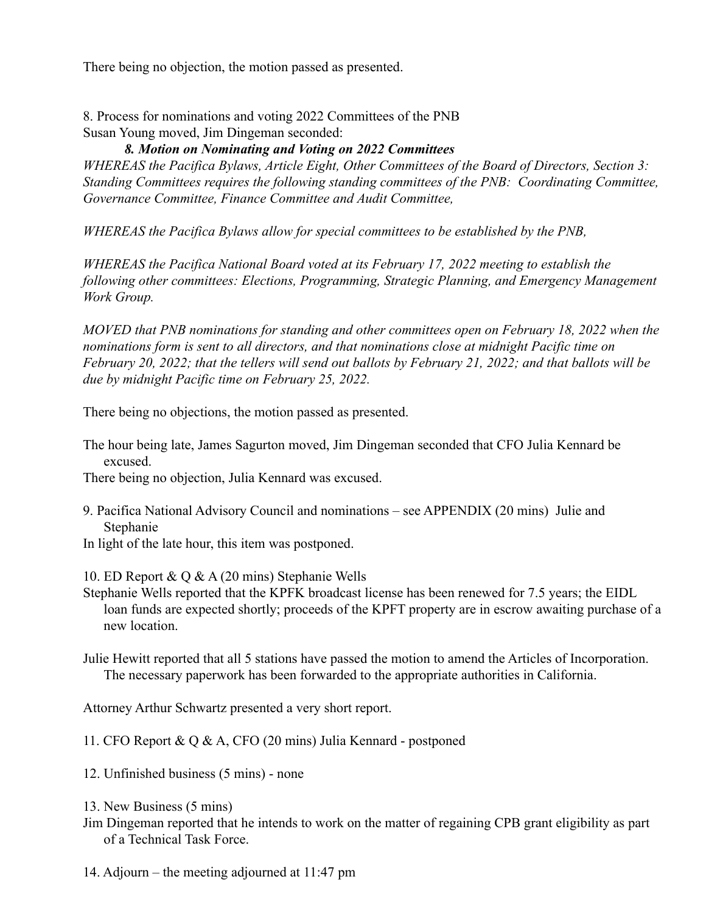There being no objection, the motion passed as presented.

8. Process for nominations and voting 2022 Committees of the PNB
Susan Young moved, Jim Dingeman seconded:

***8. Motion on Nominating and Voting on 2022 Committees***

*WHEREAS the Pacifica Bylaws, Article Eight, Other Committees of the Board of Directors, Section 3: Standing Committees requires the following standing committees of the PNB: Coordinating Committee, Governance Committee, Finance Committee and Audit Committee,*

*WHEREAS the Pacifica Bylaws allow for special committees to be established by the PNB,*

*WHEREAS the Pacifica National Board voted at its February 17, 2022 meeting to establish the following other committees: Elections, Programming, Strategic Planning, and Emergency Management Work Group.*

*MOVED that PNB nominations for standing and other committees open on February 18, 2022 when the nominations form is sent to all directors, and that nominations close at midnight Pacific time on February 20, 2022; that the tellers will send out ballots by February 21, 2022; and that ballots will be due by midnight Pacific time on February 25, 2022.*

There being no objections, the motion passed as presented.

The hour being late, James Sagurton moved, Jim Dingeman seconded that CFO Julia Kennard be excused.
There being no objection, Julia Kennard was excused.

9. Pacifica National Advisory Council and nominations – see APPENDIX (20 mins) Julie and Stephanie
In light of the late hour, this item was postponed.

10. ED Report & Q & A (20 mins) Stephanie Wells
Stephanie Wells reported that the KPFK broadcast license has been renewed for 7.5 years; the EIDL loan funds are expected shortly; proceeds of the KPFT property are in escrow awaiting purchase of a new location.

Julie Hewitt reported that all 5 stations have passed the motion to amend the Articles of Incorporation. The necessary paperwork has been forwarded to the appropriate authorities in California.

Attorney Arthur Schwartz presented a very short report.

11. CFO Report & Q & A, CFO (20 mins) Julia Kennard - postponed

12. Unfinished business (5 mins) - none

13. New Business (5 mins)
Jim Dingeman reported that he intends to work on the matter of regaining CPB grant eligibility as part of a Technical Task Force.

14. Adjourn – the meeting adjourned at 11:47 pm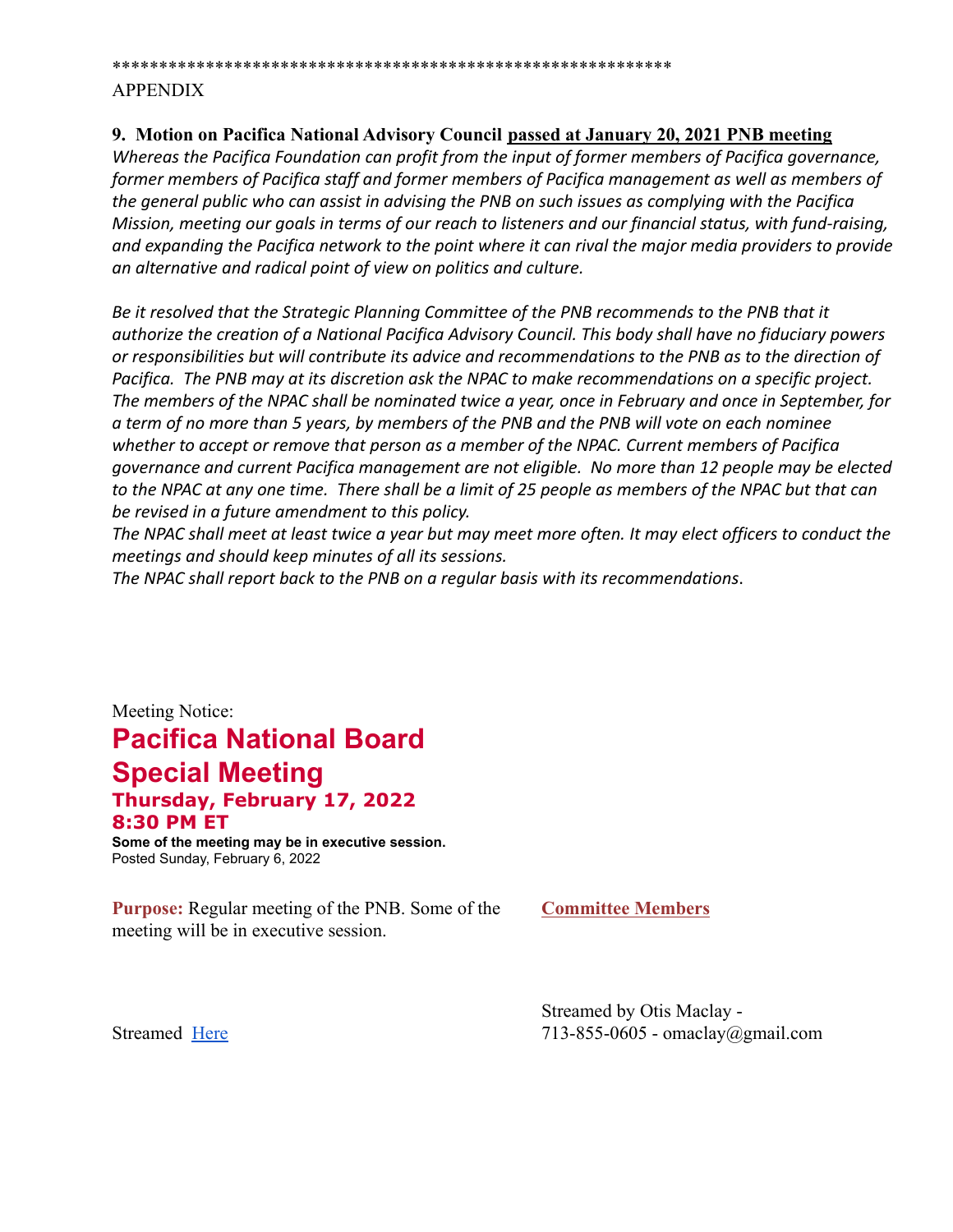\*\*\*\*\*\*\*\*\*\*\*\*\*\*\*\*\*\*\*\*\*\*\*\*\*\*\*\*\*\*\*\*\*\*\*\*\*\*\*\*\*\*\*\*\*\*\*\*\*\*\*\*\*\*\*\*\*\*\*

APPENDIX

**9. Motion on Pacifica National Advisory Council <u>passed at January 20, 2021 PNB meeting</u>**

*Whereas the Pacifica Foundation can profit from the input of former members of Pacifica governance, former members of Pacifica staff and former members of Pacifica management as well as members of the general public who can assist in advising the PNB on such issues as complying with the Pacifica Mission, meeting our goals in terms of our reach to listeners and our financial status, with fund-raising, and expanding the Pacifica network to the point where it can rival the major media providers to provide an alternative and radical point of view on politics and culture.*

*Be it resolved that the Strategic Planning Committee of the PNB recommends to the PNB that it authorize the creation of a National Pacifica Advisory Council. This body shall have no fiduciary powers or responsibilities but will contribute its advice and recommendations to the PNB as to the direction of Pacifica. The PNB may at its discretion ask the NPAC to make recommendations on a specific project. The members of the NPAC shall be nominated twice a year, once in February and once in September, for a term of no more than 5 years, by members of the PNB and the PNB will vote on each nominee whether to accept or remove that person as a member of the NPAC. Current members of Pacifica governance and current Pacifica management are not eligible. No more than 12 people may be elected to the NPAC at any one time. There shall be a limit of 25 people as members of the NPAC but that can be revised in a future amendment to this policy.*

*The NPAC shall meet at least twice a year but may meet more often. It may elect officers to conduct the meetings and should keep minutes of all its sessions.*

*The NPAC shall report back to the PNB on a regular basis with its recommendations*.

Meeting Notice:

# Pacifica National Board Special Meeting

### Thursday, February 17, 2022 8:30 PM ET

**Some of the meeting may be in executive session.**
Posted Sunday, February 6, 2022

**Purpose:** Regular meeting of the PNB. Some of the meeting will be in executive session.

**Committee Members**

Streamed Here

Streamed by Otis Maclay - 713-855-0605 - omaclay@gmail.com